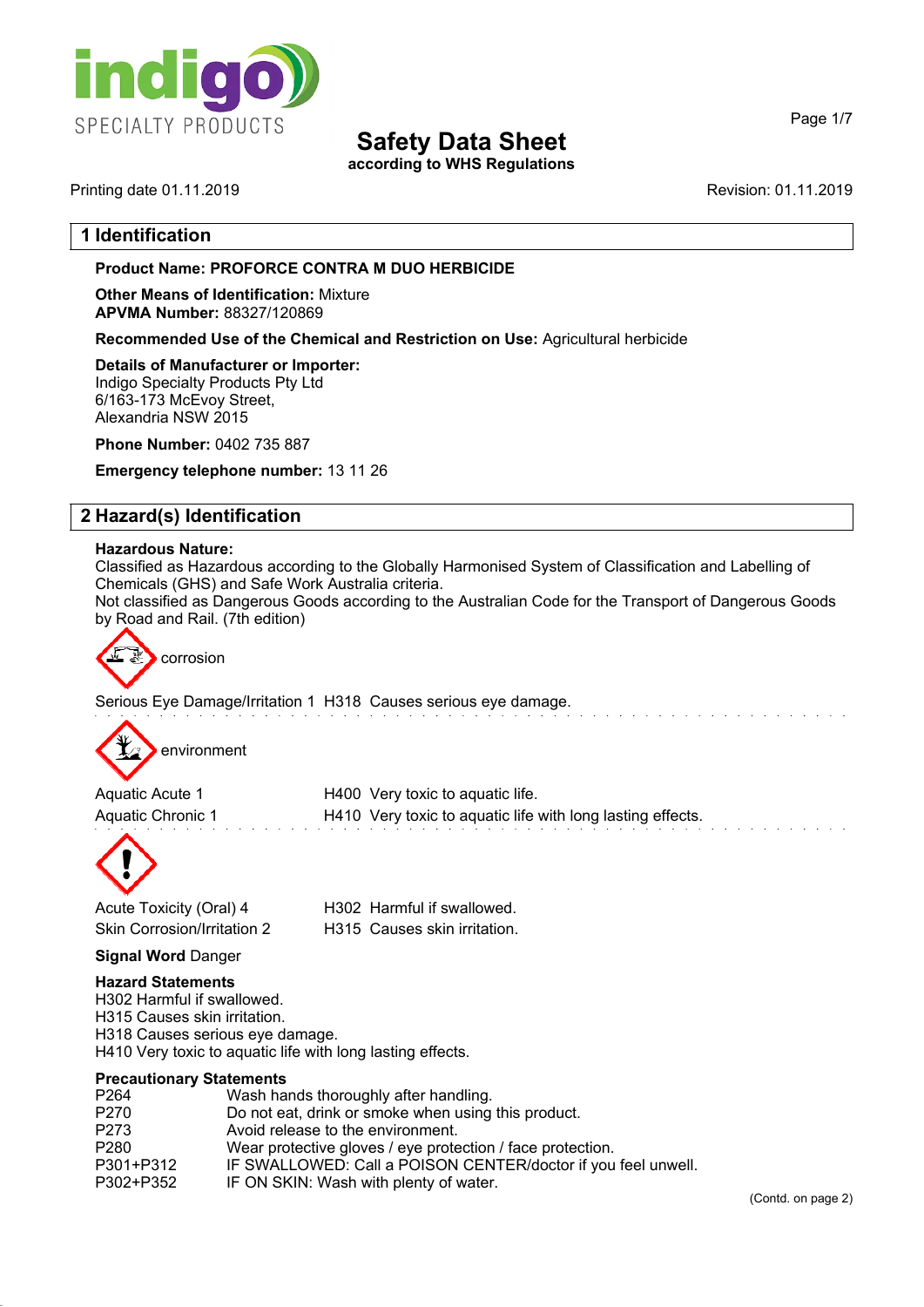# Safety Data Sheet

**according to WHS Regulations**

Printing date 01.11.2019

Revision: 01.11.2019

## 1 Identification

**Product Name: PROFORCE CONTRA M DUO HERBICIDE**

**Other Means of Identification:** Mixture
**APVMA Number:** 88327/120869

**Recommended Use of the Chemical and Restriction on Use:** Agricultural herbicide

**Details of Manufacturer or Importer:**
Indigo Specialty Products Pty Ltd
6/163-173 McEvoy Street,
Alexandria NSW 2015

**Phone Number:** 0402 735 887

**Emergency telephone number:** 13 11 26

## 2 Hazard(s) Identification

**Hazardous Nature:**
Classified as Hazardous according to the Globally Harmonised System of Classification and Labelling of Chemicals (GHS) and Safe Work Australia criteria.
Not classified as Dangerous Goods according to the Australian Code for the Transport of Dangerous Goods by Road and Rail. (7th edition)

corrosion

Serious Eye Damage/Irritation 1 H318 Causes serious eye damage.

environment

| | |
|---|---|
| Aquatic Acute 1 | H400 Very toxic to aquatic life. |
| Aquatic Chronic 1 | H410 Very toxic to aquatic life with long lasting effects. |

| | |
|---|---|
| Acute Toxicity (Oral) 4 | H302 Harmful if swallowed. |
| Skin Corrosion/Irritation 2 | H315 Causes skin irritation. |

**Signal Word** Danger

**Hazard Statements**
H302 Harmful if swallowed.
H315 Causes skin irritation.
H318 Causes serious eye damage.
H410 Very toxic to aquatic life with long lasting effects.

**Precautionary Statements**

| | |
|---|---|
| P264 | Wash hands thoroughly after handling. |
| P270 | Do not eat, drink or smoke when using this product. |
| P273 | Avoid release to the environment. |
| P280 | Wear protective gloves / eye protection / face protection. |
| P301+P312 | IF SWALLOWED: Call a POISON CENTER/doctor if you feel unwell. |
| P302+P352 | IF ON SKIN: Wash with plenty of water. |

(Contd. on page 2)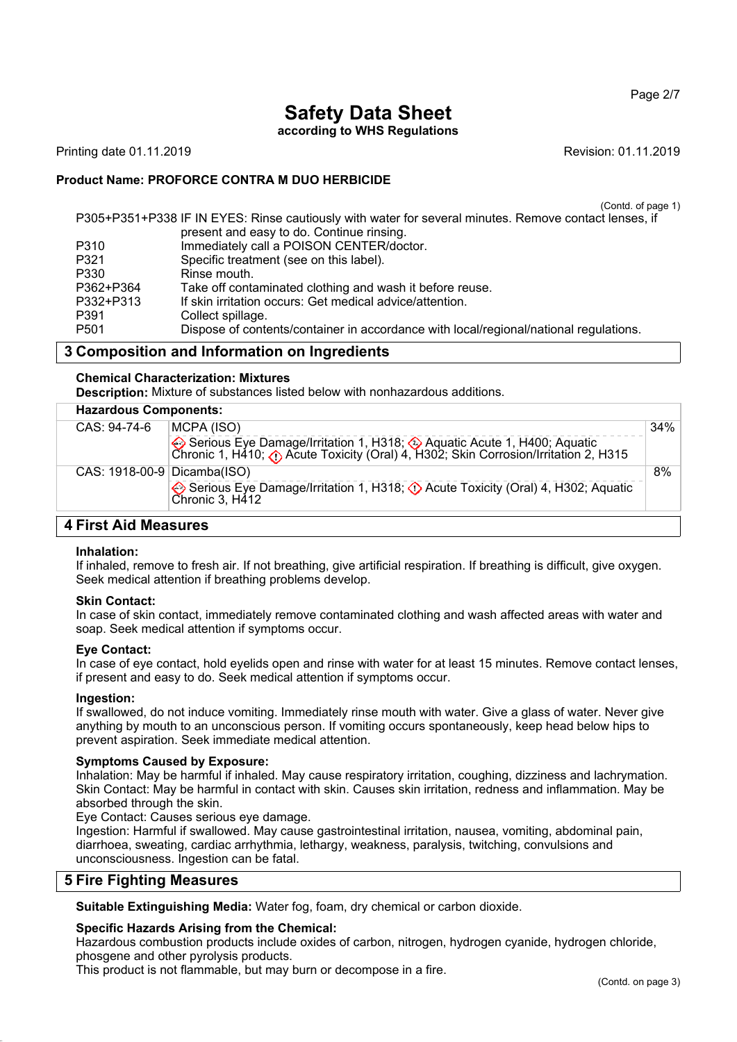# Safety Data Sheet

**according to WHS Regulations**

Printing date 01.11.2019 Revision: 01.11.2019

**Product Name: PROFORCE CONTRA M DUO HERBICIDE**

(Contd. of page 1)

| | |
|---|---|
| P305+P351+P338 | IF IN EYES: Rinse cautiously with water for several minutes. Remove contact lenses, if present and easy to do. Continue rinsing. |
| P310 | Immediately call a POISON CENTER/doctor. |
| P321 | Specific treatment (see on this label). |
| P330 | Rinse mouth. |
| P362+P364 | Take off contaminated clothing and wash it before reuse. |
| P332+P313 | If skin irritation occurs: Get medical advice/attention. |
| P391 | Collect spillage. |
| P501 | Dispose of contents/container in accordance with local/regional/national regulations. |

## 3 Composition and Information on Ingredients

**Chemical Characterization: Mixtures**

**Description:** Mixture of substances listed below with nonhazardous additions.

| Hazardous Components: | | |
|---|---|---|
| CAS: 94-74-6 | MCPA (ISO)<br>Serious Eye Damage/Irritation 1, H318; Aquatic Acute 1, H400; Aquatic Chronic 1, H410; Acute Toxicity (Oral) 4, H302; Skin Corrosion/Irritation 2, H315 | 34% |
| CAS: 1918-00-9 | Dicamba(ISO)<br>Serious Eye Damage/Irritation 1, H318; Acute Toxicity (Oral) 4, H302; Aquatic Chronic 3, H412 | 8% |

## 4 First Aid Measures

**Inhalation:**

If inhaled, remove to fresh air. If not breathing, give artificial respiration. If breathing is difficult, give oxygen. Seek medical attention if breathing problems develop.

**Skin Contact:**

In case of skin contact, immediately remove contaminated clothing and wash affected areas with water and soap. Seek medical attention if symptoms occur.

**Eye Contact:**

In case of eye contact, hold eyelids open and rinse with water for at least 15 minutes. Remove contact lenses, if present and easy to do. Seek medical attention if symptoms occur.

**Ingestion:**

If swallowed, do not induce vomiting. Immediately rinse mouth with water. Give a glass of water. Never give anything by mouth to an unconscious person. If vomiting occurs spontaneously, keep head below hips to prevent aspiration. Seek immediate medical attention.

**Symptoms Caused by Exposure:**

Inhalation: May be harmful if inhaled. May cause respiratory irritation, coughing, dizziness and lachrymation.
Skin Contact: May be harmful in contact with skin. Causes skin irritation, redness and inflammation. May be absorbed through the skin.
Eye Contact: Causes serious eye damage.
Ingestion: Harmful if swallowed. May cause gastrointestinal irritation, nausea, vomiting, abdominal pain, diarrhoea, sweating, cardiac arrhythmia, lethargy, weakness, paralysis, twitching, convulsions and unconsciousness. Ingestion can be fatal.

## 5 Fire Fighting Measures

**Suitable Extinguishing Media:** Water fog, foam, dry chemical or carbon dioxide.

**Specific Hazards Arising from the Chemical:**

Hazardous combustion products include oxides of carbon, nitrogen, hydrogen cyanide, hydrogen chloride, phosgene and other pyrolysis products.
This product is not flammable, but may burn or decompose in a fire.

(Contd. on page 3)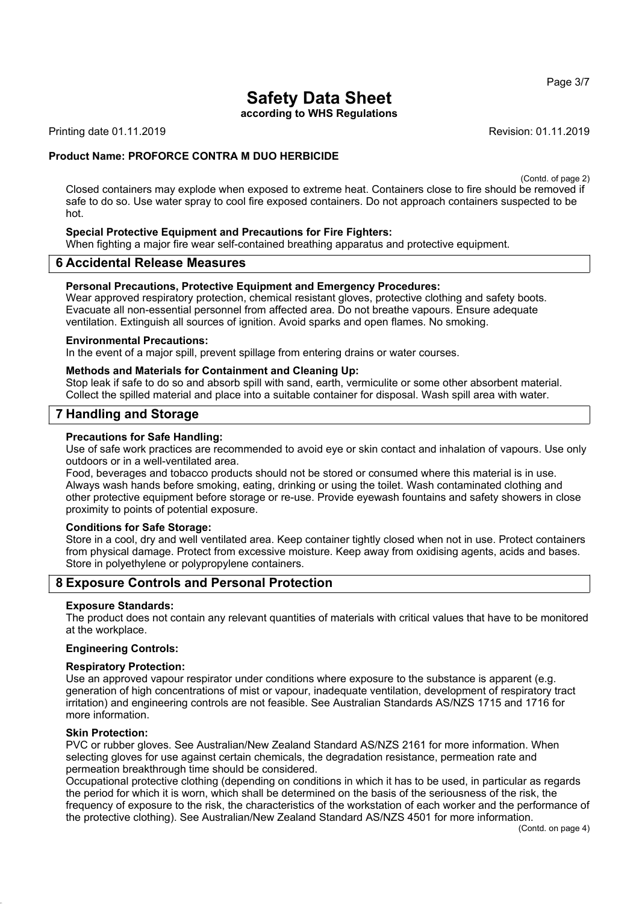(Contd. of page 2)

Closed containers may explode when exposed to extreme heat. Containers close to fire should be removed if safe to do so. Use water spray to cool fire exposed containers. Do not approach containers suspected to be hot.

**Special Protective Equipment and Precautions for Fire Fighters:**
When fighting a major fire wear self-contained breathing apparatus and protective equipment.

## 6 Accidental Release Measures

**Personal Precautions, Protective Equipment and Emergency Procedures:**
Wear approved respiratory protection, chemical resistant gloves, protective clothing and safety boots. Evacuate all non-essential personnel from affected area. Do not breathe vapours. Ensure adequate ventilation. Extinguish all sources of ignition. Avoid sparks and open flames. No smoking.

**Environmental Precautions:**
In the event of a major spill, prevent spillage from entering drains or water courses.

**Methods and Materials for Containment and Cleaning Up:**
Stop leak if safe to do so and absorb spill with sand, earth, vermiculite or some other absorbent material. Collect the spilled material and place into a suitable container for disposal. Wash spill area with water.

## 7 Handling and Storage

**Precautions for Safe Handling:**
Use of safe work practices are recommended to avoid eye or skin contact and inhalation of vapours. Use only outdoors or in a well-ventilated area.
Food, beverages and tobacco products should not be stored or consumed where this material is in use. Always wash hands before smoking, eating, drinking or using the toilet. Wash contaminated clothing and other protective equipment before storage or re-use. Provide eyewash fountains and safety showers in close proximity to points of potential exposure.

**Conditions for Safe Storage:**
Store in a cool, dry and well ventilated area. Keep container tightly closed when not in use. Protect containers from physical damage. Protect from excessive moisture. Keep away from oxidising agents, acids and bases. Store in polyethylene or polypropylene containers.

## 8 Exposure Controls and Personal Protection

**Exposure Standards:**
The product does not contain any relevant quantities of materials with critical values that have to be monitored at the workplace.

**Engineering Controls:**

**Respiratory Protection:**
Use an approved vapour respirator under conditions where exposure to the substance is apparent (e.g. generation of high concentrations of mist or vapour, inadequate ventilation, development of respiratory tract irritation) and engineering controls are not feasible. See Australian Standards AS/NZS 1715 and 1716 for more information.

**Skin Protection:**
PVC or rubber gloves. See Australian/New Zealand Standard AS/NZS 2161 for more information. When selecting gloves for use against certain chemicals, the degradation resistance, permeation rate and permeation breakthrough time should be considered.
Occupational protective clothing (depending on conditions in which it has to be used, in particular as regards the period for which it is worn, which shall be determined on the basis of the seriousness of the risk, the frequency of exposure to the risk, the characteristics of the workstation of each worker and the performance of the protective clothing). See Australian/New Zealand Standard AS/NZS 4501 for more information.

(Contd. on page 4)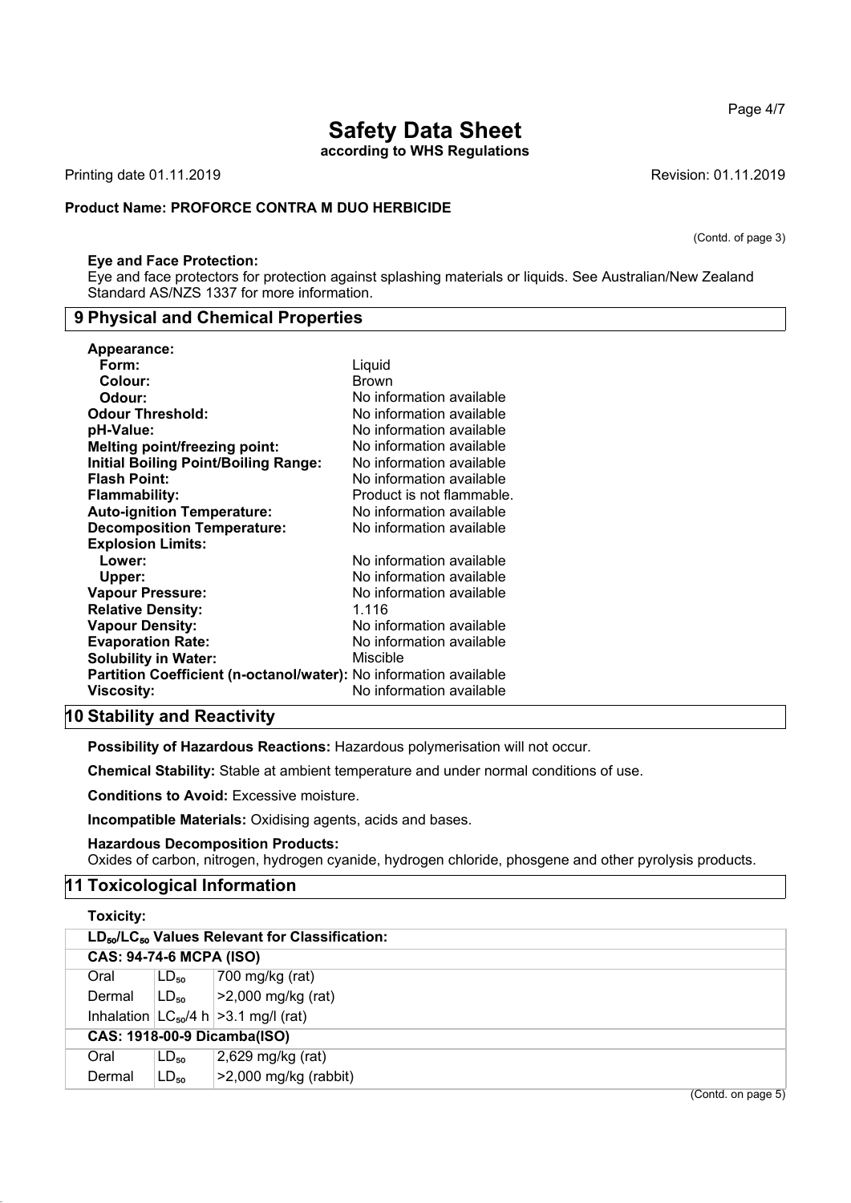**Safety Data Sheet**
**according to WHS Regulations**

Printing date 01.11.2019 Revision: 01.11.2019

**Product Name: PROFORCE CONTRA M DUO HERBICIDE**

(Contd. of page 3)

**Eye and Face Protection:**
Eye and face protectors for protection against splashing materials or liquids. See Australian/New Zealand Standard AS/NZS 1337 for more information.

## 9 Physical and Chemical Properties

| | |
|---|---|
| **Appearance:** | |
| **Form:** | Liquid |
| **Colour:** | Brown |
| **Odour:** | No information available |
| **Odour Threshold:** | No information available |
| **pH-Value:** | No information available |
| **Melting point/freezing point:** | No information available |
| **Initial Boiling Point/Boiling Range:** | No information available |
| **Flash Point:** | No information available |
| **Flammability:** | Product is not flammable. |
| **Auto-ignition Temperature:** | No information available |
| **Decomposition Temperature:** | No information available |
| **Explosion Limits:** | |
| **Lower:** | No information available |
| **Upper:** | No information available |
| **Vapour Pressure:** | No information available |
| **Relative Density:** | 1.116 |
| **Vapour Density:** | No information available |
| **Evaporation Rate:** | No information available |
| **Solubility in Water:** | Miscible |
| **Partition Coefficient (n-octanol/water):** | No information available |
| **Viscosity:** | No information available |

## 10 Stability and Reactivity

**Possibility of Hazardous Reactions:** Hazardous polymerisation will not occur.

**Chemical Stability:** Stable at ambient temperature and under normal conditions of use.

**Conditions to Avoid:** Excessive moisture.

**Incompatible Materials:** Oxidising agents, acids and bases.

**Hazardous Decomposition Products:**
Oxides of carbon, nitrogen, hydrogen cyanide, hydrogen chloride, phosgene and other pyrolysis products.

## 11 Toxicological Information

**Toxicity:**

| **$LD_{50}$/$LC_{50}$ Values Relevant for Classification:** | | |
|---|---|---|
| **CAS: 94-74-6 MCPA (ISO)** | | |
| Oral | $LD_{50}$ | 700 mg/kg (rat) |
| Dermal | $LD_{50}$ | >2,000 mg/kg (rat) |
| Inhalation | $LC_{50}$/4 h | >3.1 mg/l (rat) |
| **CAS: 1918-00-9 Dicamba(ISO)** | | |
| Oral | $LD_{50}$ | 2,629 mg/kg (rat) |
| Dermal | $LD_{50}$ | >2,000 mg/kg (rabbit) |

(Contd. on page 5)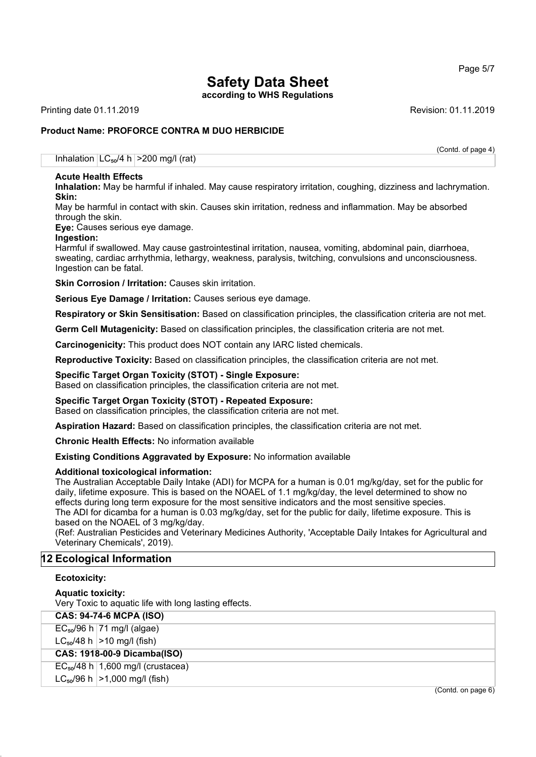(Contd. of page 4)

| Inhalation | $LC_{50}$/4 h | >200 mg/l (rat) |
|---|---|---|

**Acute Health Effects**

**Inhalation:** May be harmful if inhaled. May cause respiratory irritation, coughing, dizziness and lachrymation.

**Skin:**

May be harmful in contact with skin. Causes skin irritation, redness and inflammation. May be absorbed through the skin.

**Eye:** Causes serious eye damage.

**Ingestion:**

Harmful if swallowed. May cause gastrointestinal irritation, nausea, vomiting, abdominal pain, diarrhoea, sweating, cardiac arrhythmia, lethargy, weakness, paralysis, twitching, convulsions and unconsciousness. Ingestion can be fatal.

**Skin Corrosion / Irritation:** Causes skin irritation.

**Serious Eye Damage / Irritation:** Causes serious eye damage.

**Respiratory or Skin Sensitisation:** Based on classification principles, the classification criteria are not met.

**Germ Cell Mutagenicity:** Based on classification principles, the classification criteria are not met.

**Carcinogenicity:** This product does NOT contain any IARC listed chemicals.

**Reproductive Toxicity:** Based on classification principles, the classification criteria are not met.

**Specific Target Organ Toxicity (STOT) - Single Exposure:**

Based on classification principles, the classification criteria are not met.

**Specific Target Organ Toxicity (STOT) - Repeated Exposure:**

Based on classification principles, the classification criteria are not met.

**Aspiration Hazard:** Based on classification principles, the classification criteria are not met.

**Chronic Health Effects:** No information available

**Existing Conditions Aggravated by Exposure:** No information available

**Additional toxicological information:**

The Australian Acceptable Daily Intake (ADI) for MCPA for a human is 0.01 mg/kg/day, set for the public for daily, lifetime exposure. This is based on the NOAEL of 1.1 mg/kg/day, the level determined to show no effects during long term exposure for the most sensitive indicators and the most sensitive species.

The ADI for dicamba for a human is 0.03 mg/kg/day, set for the public for daily, lifetime exposure. This is based on the NOAEL of 3 mg/kg/day.

(Ref: Australian Pesticides and Veterinary Medicines Authority, 'Acceptable Daily Intakes for Agricultural and Veterinary Chemicals', 2019).

## 12 Ecological Information

**Ecotoxicity:**

**Aquatic toxicity:**

Very Toxic to aquatic life with long lasting effects.

| **CAS: 94-74-6 MCPA (ISO)** | |
|---|---|
| $EC_{50}$/96 h | 71 mg/l (algae) |
| $LC_{50}$/48 h | >10 mg/l (fish) |
| **CAS: 1918-00-9 Dicamba(ISO)** | |
| $EC_{50}$/48 h | 1,600 mg/l (crustacea) |
| $LC_{50}$/96 h | >1,000 mg/l (fish) |

(Contd. on page 6)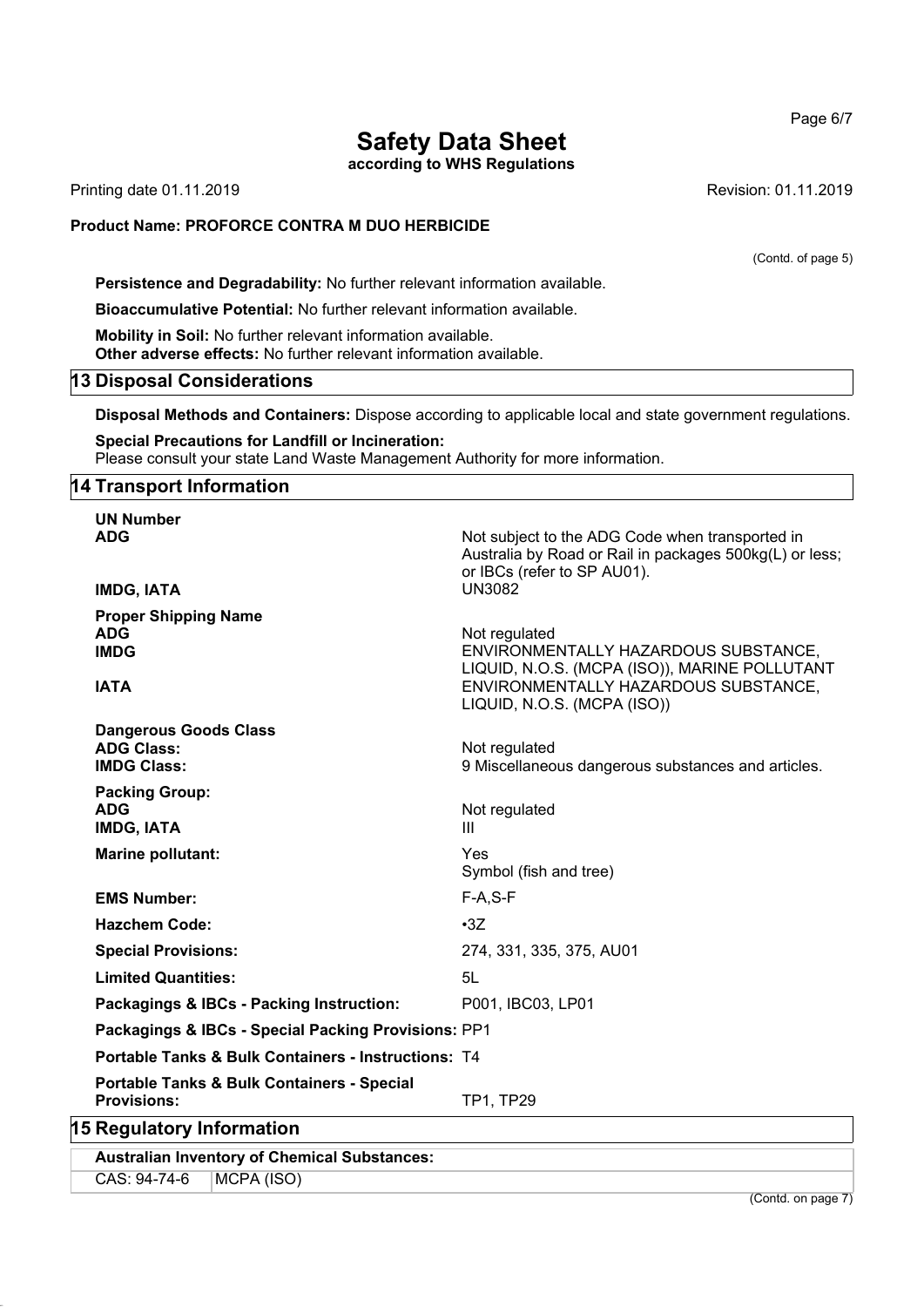**Product Name: PROFORCE CONTRA M DUO HERBICIDE**

(Contd. of page 5)

**Persistence and Degradability:** No further relevant information available.

**Bioaccumulative Potential:** No further relevant information available.

**Mobility in Soil:** No further relevant information available.
**Other adverse effects:** No further relevant information available.

## 13 Disposal Considerations

**Disposal Methods and Containers:** Dispose according to applicable local and state government regulations.

**Special Precautions for Landfill or Incineration:**
Please consult your state Land Waste Management Authority for more information.

## 14 Transport Information

**UN Number**

| | |
|---|---|
| **ADG** | Not subject to the ADG Code when transported in Australia by Road or Rail in packages 500kg(L) or less; or IBCs (refer to SP AU01). |
| **IMDG, IATA** | UN3082 |

**Proper Shipping Name**

| | |
|---|---|
| **ADG** | Not regulated |
| **IMDG** | ENVIRONMENTALLY HAZARDOUS SUBSTANCE, LIQUID, N.O.S. (MCPA (ISO)), MARINE POLLUTANT |
| **IATA** | ENVIRONMENTALLY HAZARDOUS SUBSTANCE, LIQUID, N.O.S. (MCPA (ISO)) |

**Dangerous Goods Class**

| | |
|---|---|
| **ADG Class:** | Not regulated |
| **IMDG Class:** | 9 Miscellaneous dangerous substances and articles. |

**Packing Group:**

| | |
|---|---|
| **ADG** | Not regulated |
| **IMDG, IATA** | III |

| | |
|---|---|
| **Marine pollutant:** | Yes<br>Symbol (fish and tree) |
| **EMS Number:** | F-A,S-F |
| **Hazchem Code:** | •3Z |
| **Special Provisions:** | 274, 331, 335, 375, AU01 |
| **Limited Quantities:** | 5L |
| **Packagings & IBCs - Packing Instruction:** | P001, IBC03, LP01 |
| **Packagings & IBCs - Special Packing Provisions:** | PP1 |
| **Portable Tanks & Bulk Containers - Instructions:** | T4 |
| **Portable Tanks & Bulk Containers - Special Provisions:** | TP1, TP29 |

## 15 Regulatory Information

**Australian Inventory of Chemical Substances:**

| | |
|---|---|
| CAS: 94-74-6 | MCPA (ISO) |

(Contd. on page 7)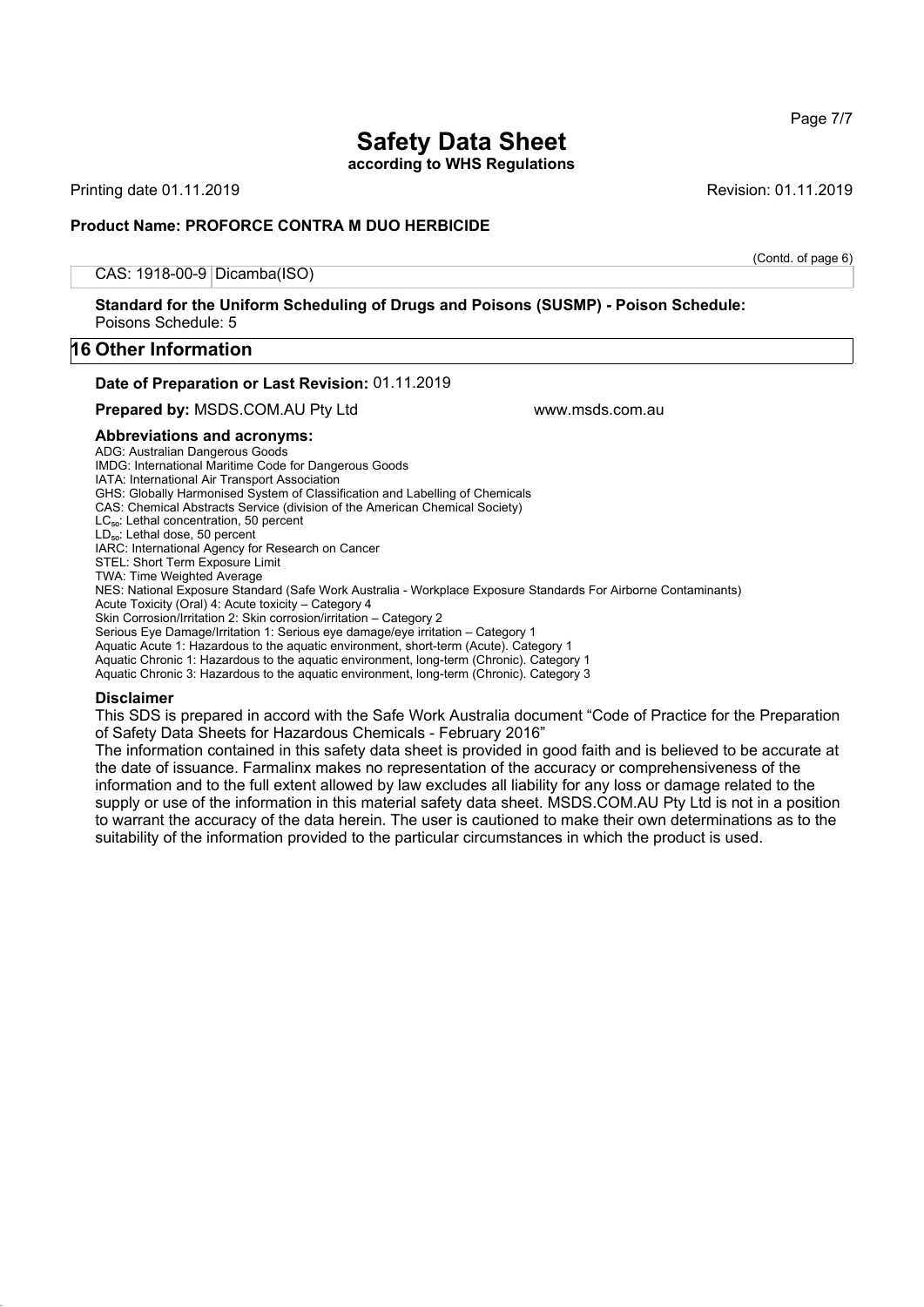(Contd. of page 6)

| | |
|---|---|
| CAS: 1918-00-9 | Dicamba(ISO) |

**Standard for the Uniform Scheduling of Drugs and Poisons (SUSMP) - Poison Schedule:**
Poisons Schedule: 5

## 16 Other Information

**Date of Preparation or Last Revision:** 01.11.2019

**Prepared by:** MSDS.COM.AU Pty Ltd www.msds.com.au

**Abbreviations and acronyms:**

ADG: Australian Dangerous Goods
IMDG: International Maritime Code for Dangerous Goods
IATA: International Air Transport Association
GHS: Globally Harmonised System of Classification and Labelling of Chemicals
CAS: Chemical Abstracts Service (division of the American Chemical Society)
$LC_{50}$: Lethal concentration, 50 percent
$LD_{50}$: Lethal dose, 50 percent
IARC: International Agency for Research on Cancer
STEL: Short Term Exposure Limit
TWA: Time Weighted Average
NES: National Exposure Standard (Safe Work Australia - Workplace Exposure Standards For Airborne Contaminants)
Acute Toxicity (Oral) 4: Acute toxicity – Category 4
Skin Corrosion/Irritation 2: Skin corrosion/irritation – Category 2
Serious Eye Damage/Irritation 1: Serious eye damage/eye irritation – Category 1
Aquatic Acute 1: Hazardous to the aquatic environment, short-term (Acute). Category 1
Aquatic Chronic 1: Hazardous to the aquatic environment, long-term (Chronic). Category 1
Aquatic Chronic 3: Hazardous to the aquatic environment, long-term (Chronic). Category 3

**Disclaimer**

This SDS is prepared in accord with the Safe Work Australia document "Code of Practice for the Preparation of Safety Data Sheets for Hazardous Chemicals - February 2016"
The information contained in this safety data sheet is provided in good faith and is believed to be accurate at the date of issuance. Farmalinx makes no representation of the accuracy or comprehensiveness of the information and to the full extent allowed by law excludes all liability for any loss or damage related to the supply or use of the information in this material safety data sheet. MSDS.COM.AU Pty Ltd is not in a position to warrant the accuracy of the data herein. The user is cautioned to make their own determinations as to the suitability of the information provided to the particular circumstances in which the product is used.